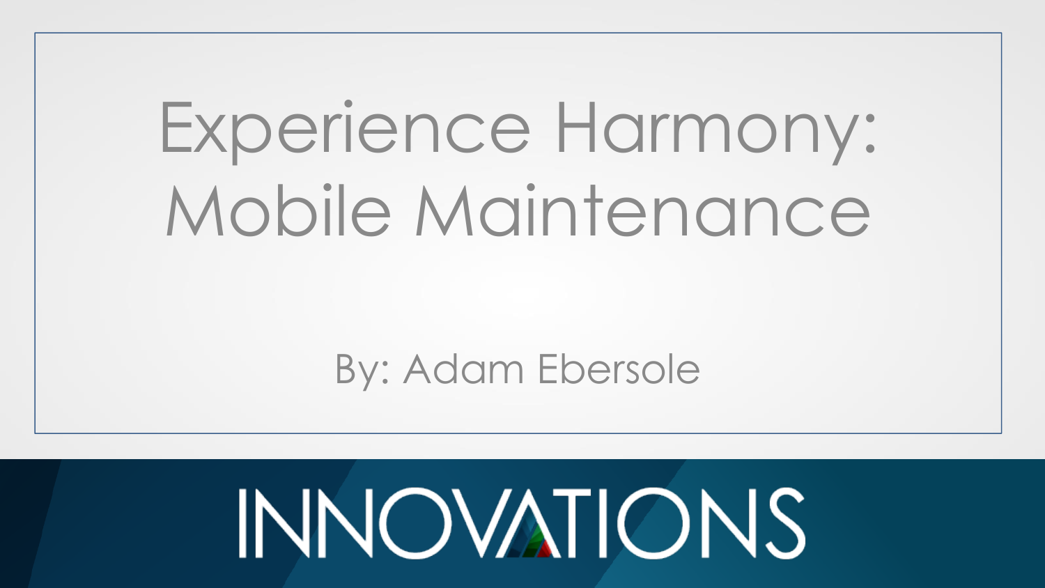# Experience Harmony: Mobile Maintenance

By: Adam Ebersole

INNOVATIONS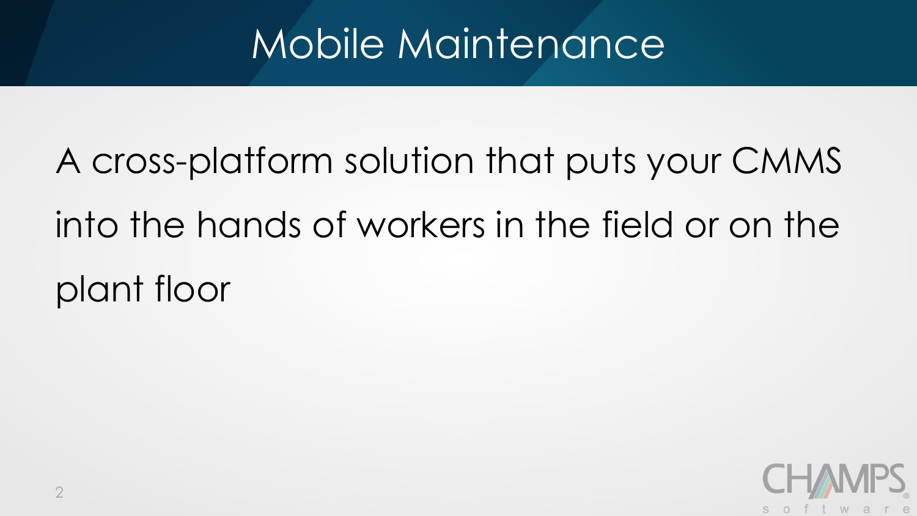# Mobile Maintenance

A cross-platform solution that puts your CMMS into the hands of workers in the field or on the plant floor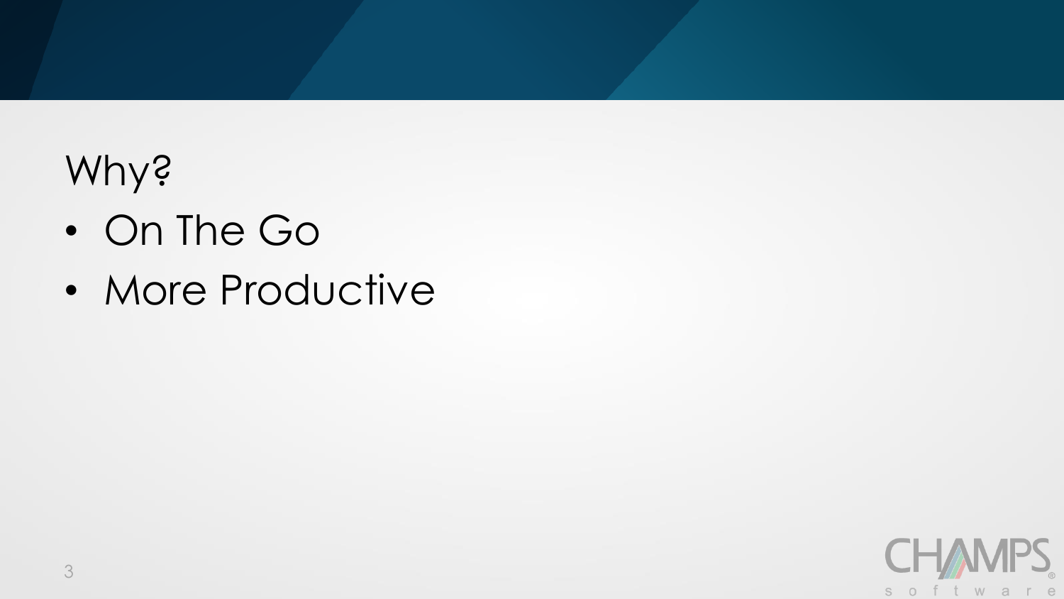# Why?

- On The Go
- More Productive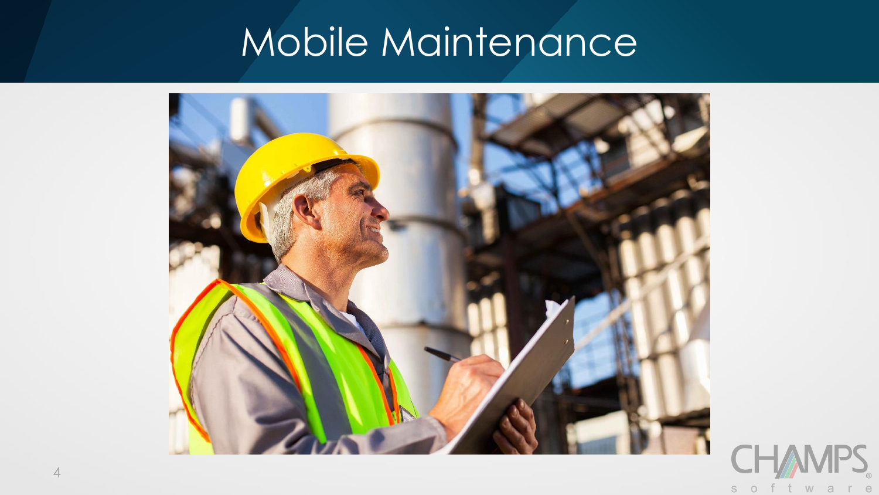# Mobile Maintenance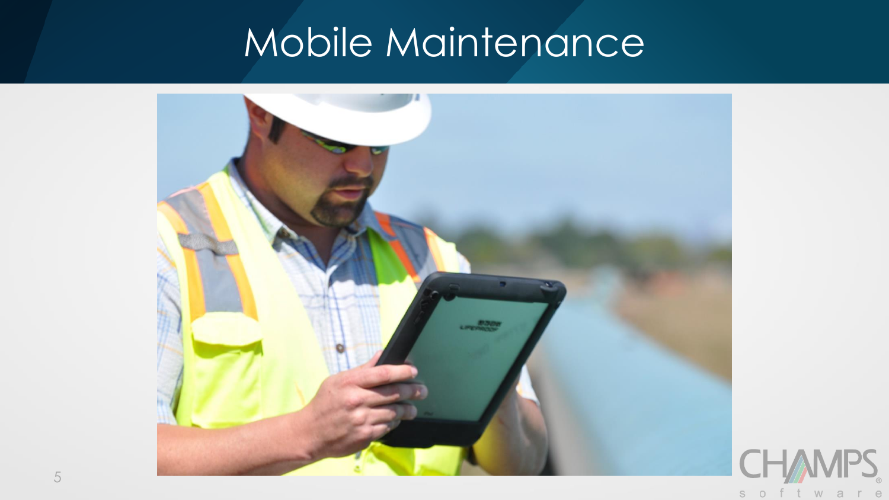# Mobile Maintenance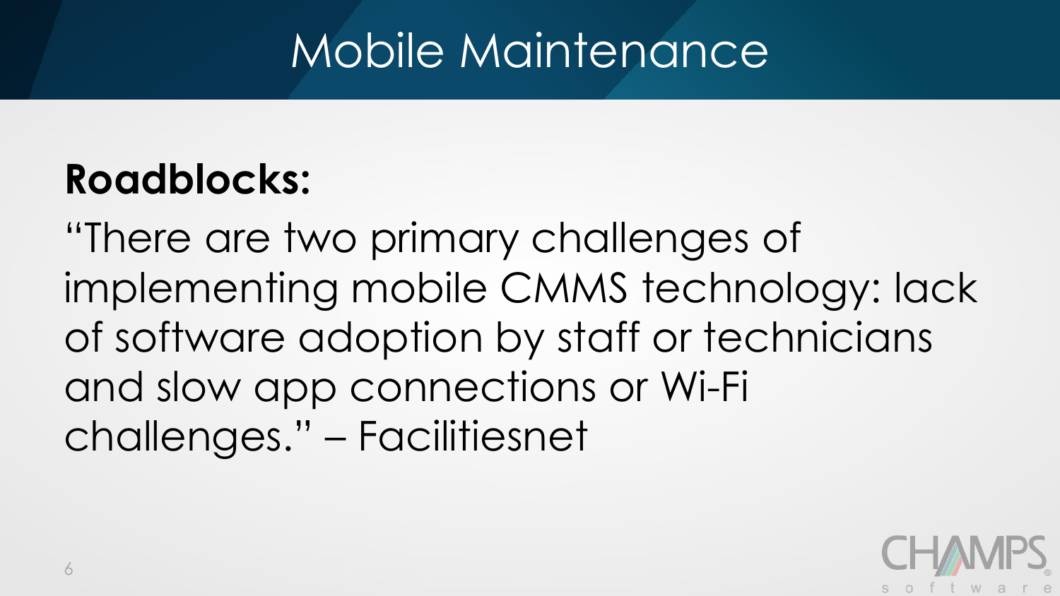# Mobile Maintenance

**Roadblocks:**

"There are two primary challenges of implementing mobile CMMS technology: lack of software adoption by staff or technicians and slow app connections or Wi-Fi challenges." – Facilitiesnet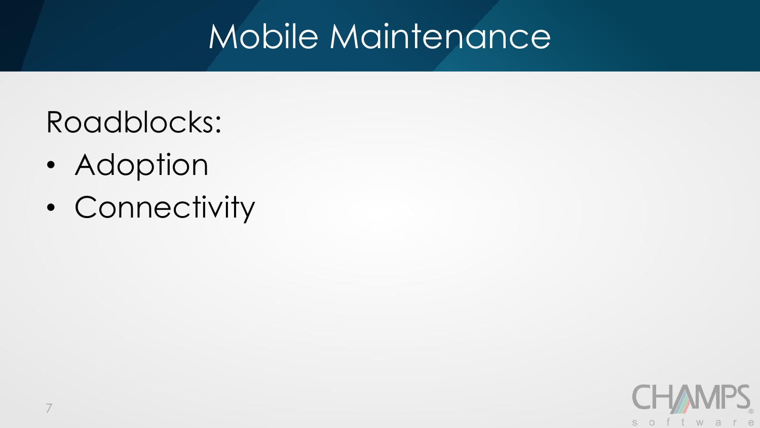# Mobile Maintenance

Roadblocks:

- Adoption
- Connectivity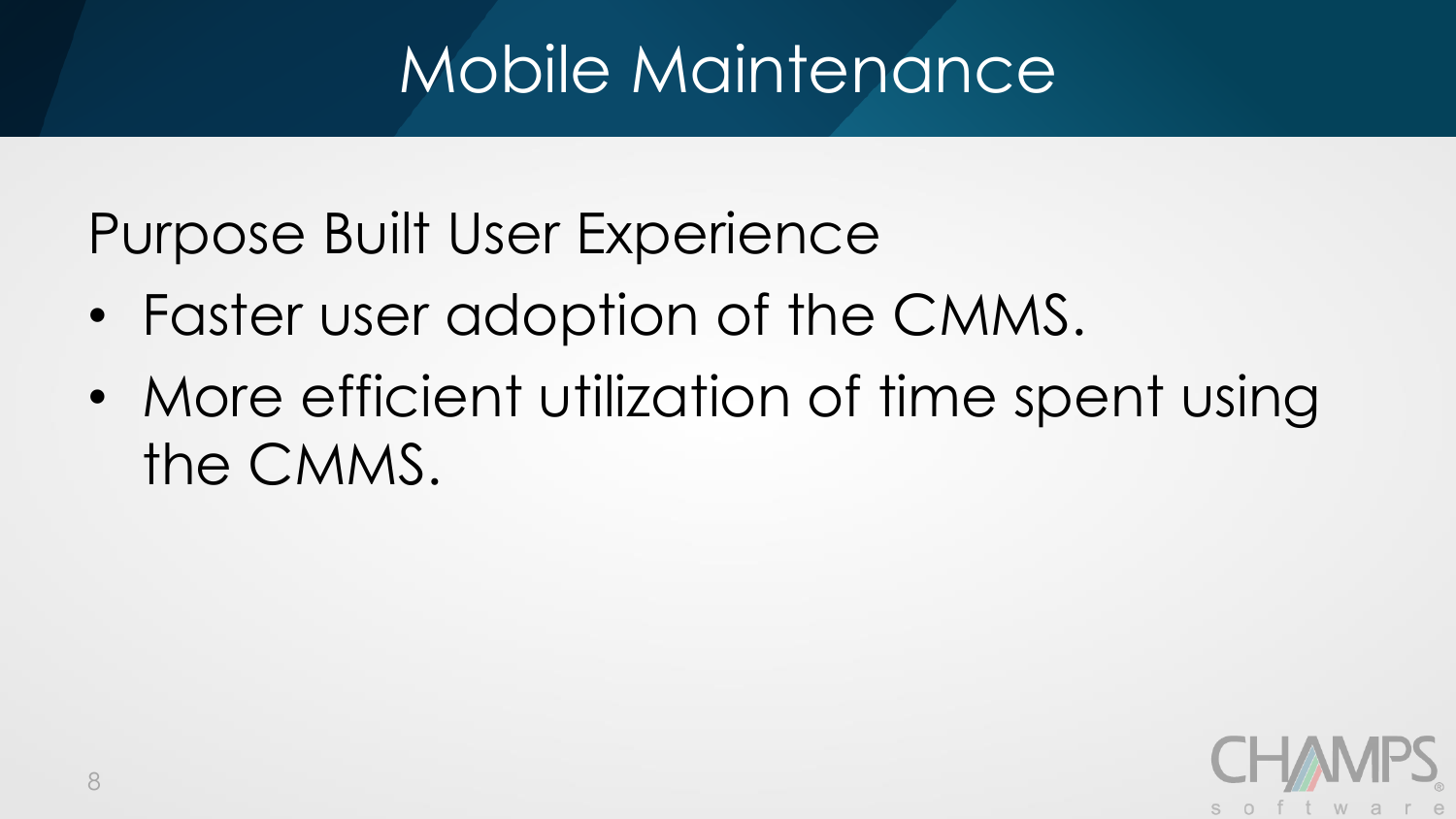# Mobile Maintenance

Purpose Built User Experience

- Faster user adoption of the CMMS.
- More efficient utilization of time spent using the CMMS.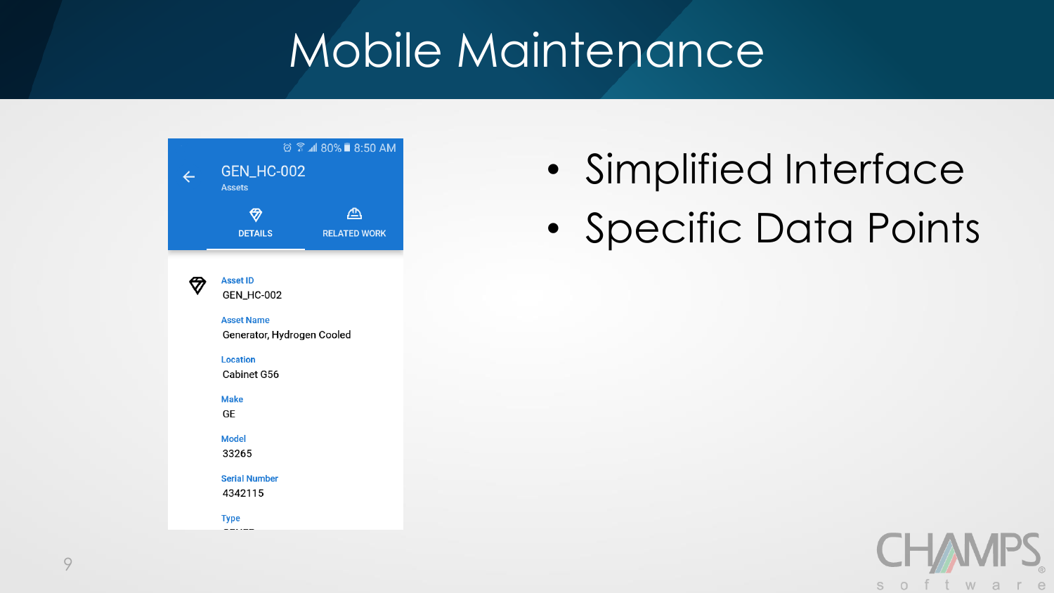# Mobile Maintenance

GEN_HC-002

Assets

DETAILS

RELATED WORK

Asset ID
GEN_HC-002

Asset Name
Generator, Hydrogen Cooled

Location
Cabinet G56

Make
GE

Model
33265

Serial Number
4342115

Type

- Simplified Interface
- Specific Data Points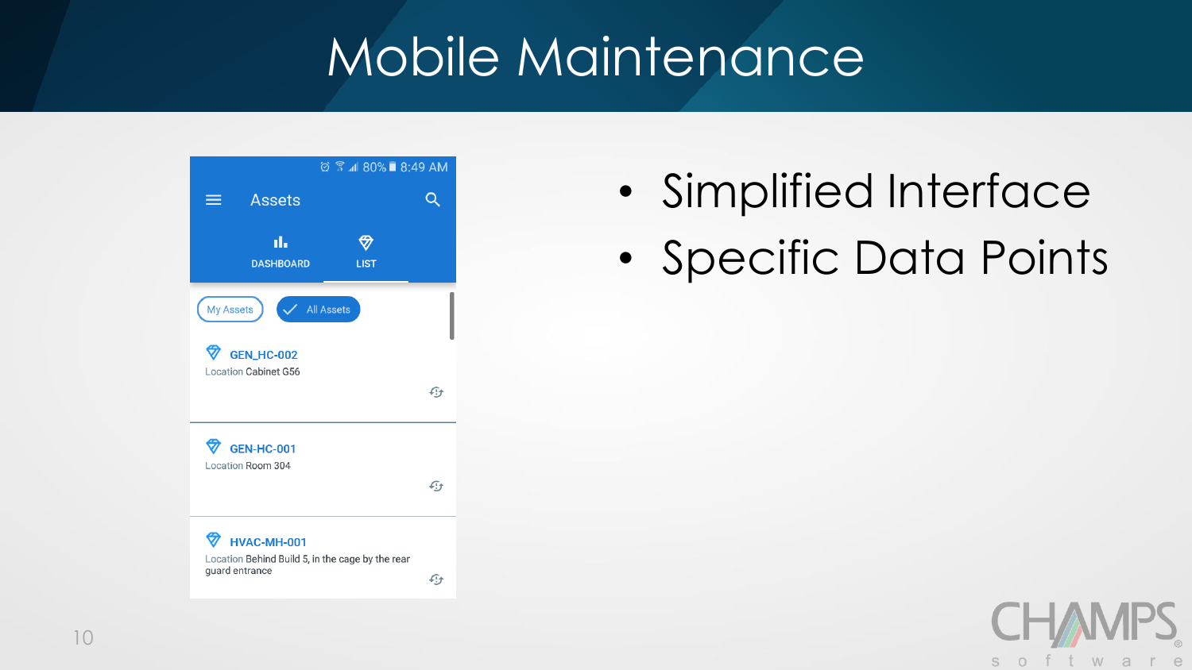# Mobile Maintenance

Assets

DASHBOARD | LIST

My Assets | All Assets

**GEN_HC-002**
Location Cabinet G56

**GEN-HC-001**
Location Room 304

**HVAC-MH-001**
Location Behind Build 5, in the cage by the rear guard entrance

- Simplified Interface
- Specific Data Points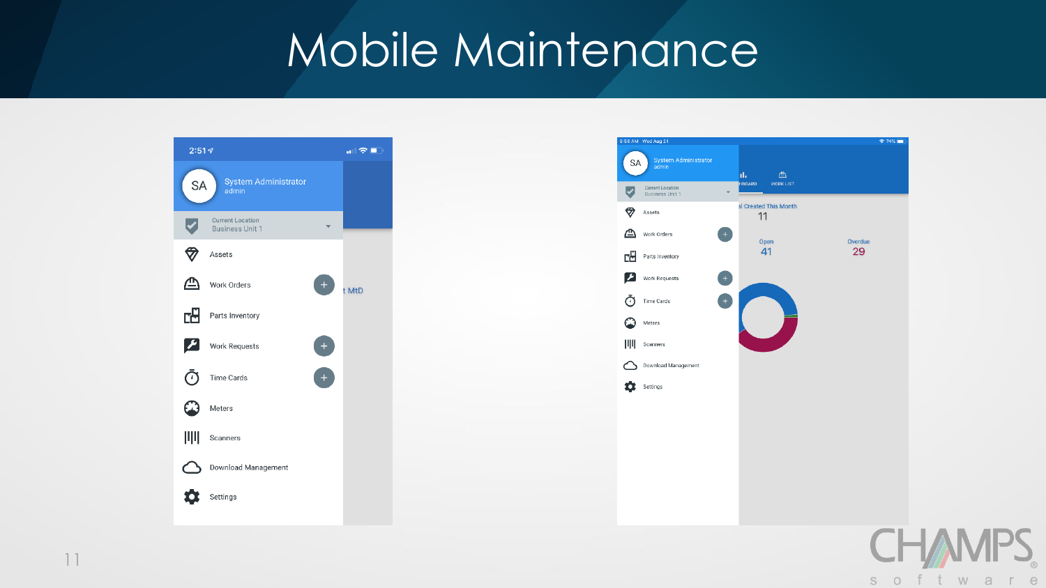# Mobile Maintenance

2:51

SA System Administrator admin

Current Location
Business Unit 1

- Assets
- Work Orders
- Parts Inventory
- Work Requests
- Time Cards
- Meters
- Scanners
- Download Management
- Settings

9:56 AM Wed Aug 21

SA System Administrator admin

Current Location
Business Unit 1

- Assets
- Work Orders
- Parts Inventory
- Work Requests
- Time Cards
- Meters
- Scanners
- Download Management
- Settings

WORK LIST

Created This Month 11

Open 41

Overdue 29

CHAMPS software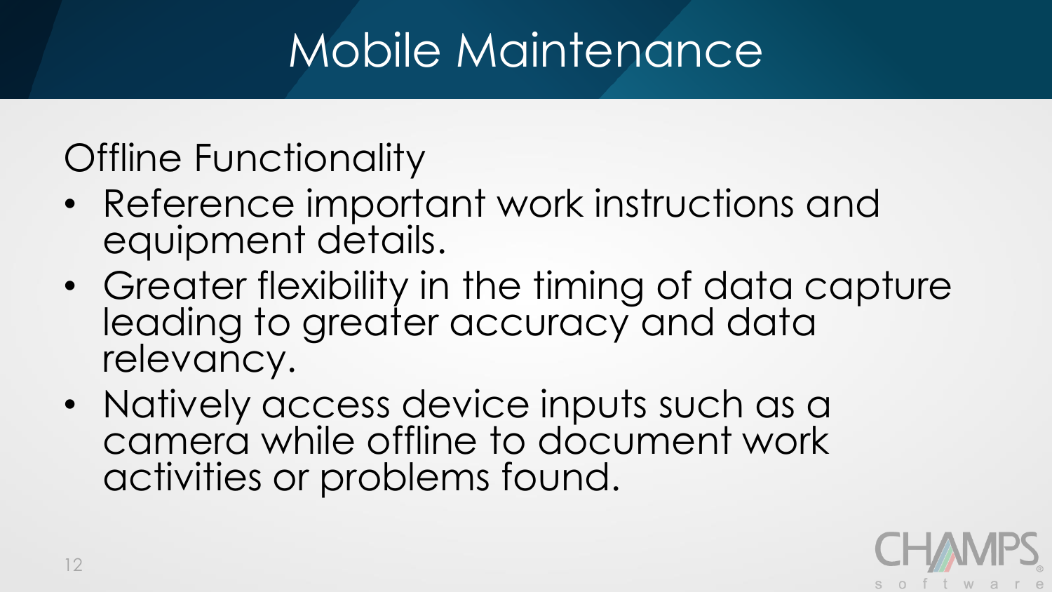# Mobile Maintenance

Offline Functionality

- Reference important work instructions and equipment details.
- Greater flexibility in the timing of data capture leading to greater accuracy and data relevancy.
- Natively access device inputs such as a camera while offline to document work activities or problems found.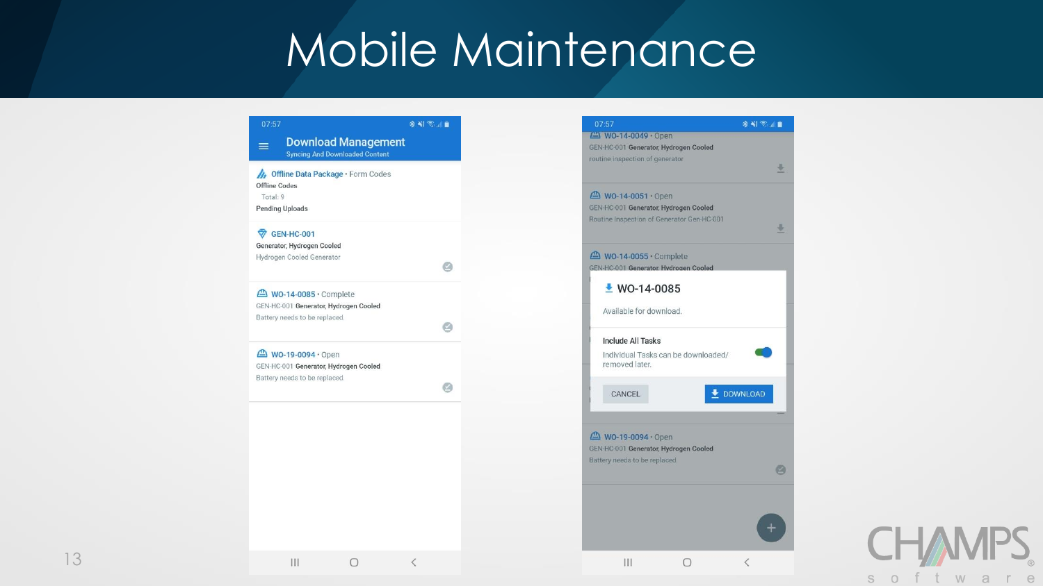# Mobile Maintenance

07:57

**Download Management**
Syncing And Downloaded Content

Offline Data Package • Form Codes
Offline Codes
Total: 9
Pending Uploads

GEN-HC-001
Generator, Hydrogen Cooled
Hydrogen Cooled Generator

WO-14-0085 • Complete
GEN-HC-001 Generator, Hydrogen Cooled
Battery needs to be replaced.

WO-19-0094 • Open
GEN-HC-001 Generator, Hydrogen Cooled
Battery needs to be replaced.

07:57

WO-14-0049 • Open
GEN-HC-001 Generator, Hydrogen Cooled
routine inspection of generator

WO-14-0051 • Open
GEN-HC-001 Generator, Hydrogen Cooled
Routine Inspection of Generator Gen-HC-001

WO-14-0055 • Complete
GEN-HC-001 Generator, Hydrogen Cooled

**WO-14-0085**
Available for download.

Include All Tasks
Individual Tasks can be downloaded/removed later.

CANCEL | DOWNLOAD

WO-19-0094 • Open
GEN-HC-001 Generator, Hydrogen Cooled
Battery needs to be replaced.

CHAMPS software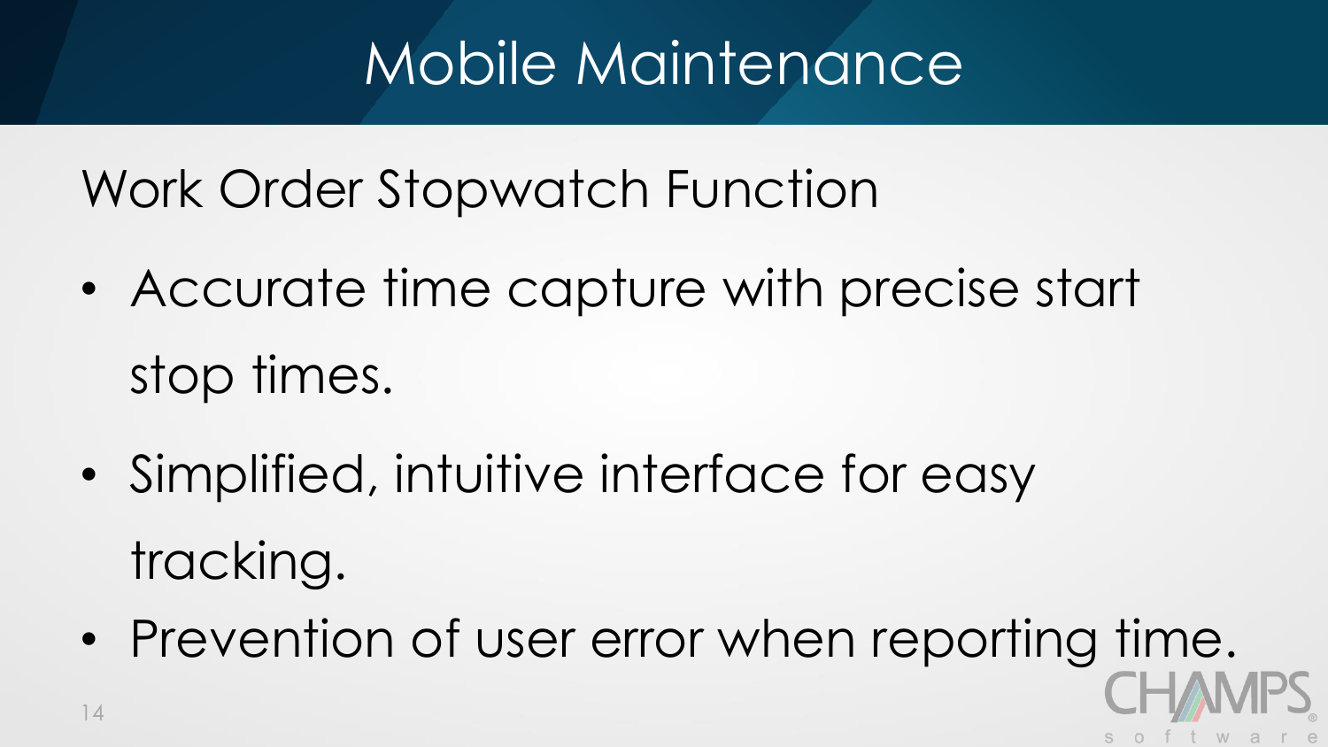# Mobile Maintenance

## Work Order Stopwatch Function

- Accurate time capture with precise start stop times.
- Simplified, intuitive interface for easy tracking.
- Prevention of user error when reporting time.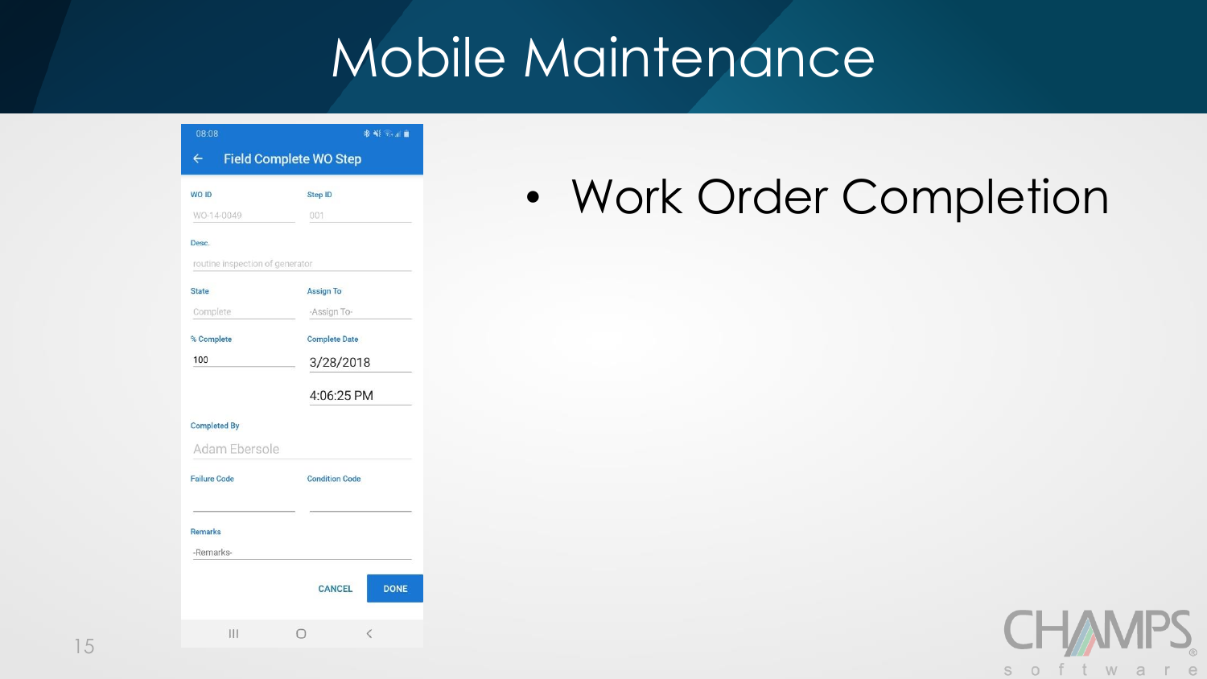# Mobile Maintenance

08:08

Field Complete WO Step

WO ID: WO-14-0049

Step ID: 001

Desc.: routine inspection of generator

State: Complete

Assign To: -Assign To-

% Complete: 100

Complete Date: 3/28/2018 4:06:25 PM

Completed By: Adam Ebersole

Failure Code

Condition Code

Remarks: -Remarks-

CANCEL DONE

- Work Order Completion

CHAMPS software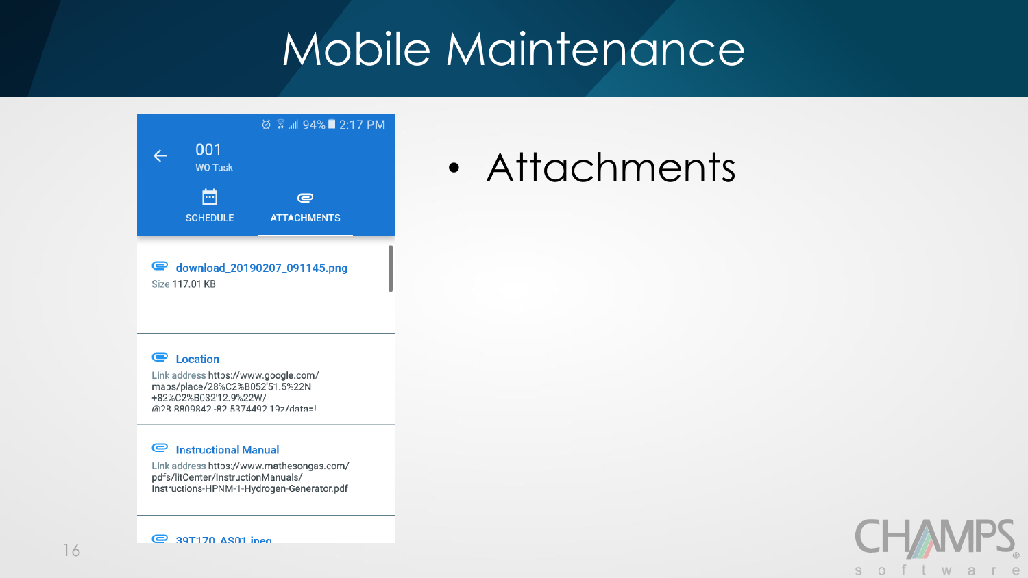# Mobile Maintenance

001
WO Task

SCHEDULE | ATTACHMENTS

**download_20190207_091145.png**
Size 117.01 KB

**Location**
Link address https://www.google.com/maps/place/28%C2%B052'51.5%22N+82%C2%B032'12.9%22W/@28.8809842,-82.5374492,19z/data=!

**Instructional Manual**
Link address https://www.mathesongas.com/pdfs/litCenter/InstructionManuals/Instructions-HPNM-1-Hydrogen-Generator.pdf

**39T170_AS01.jpeg**

- Attachments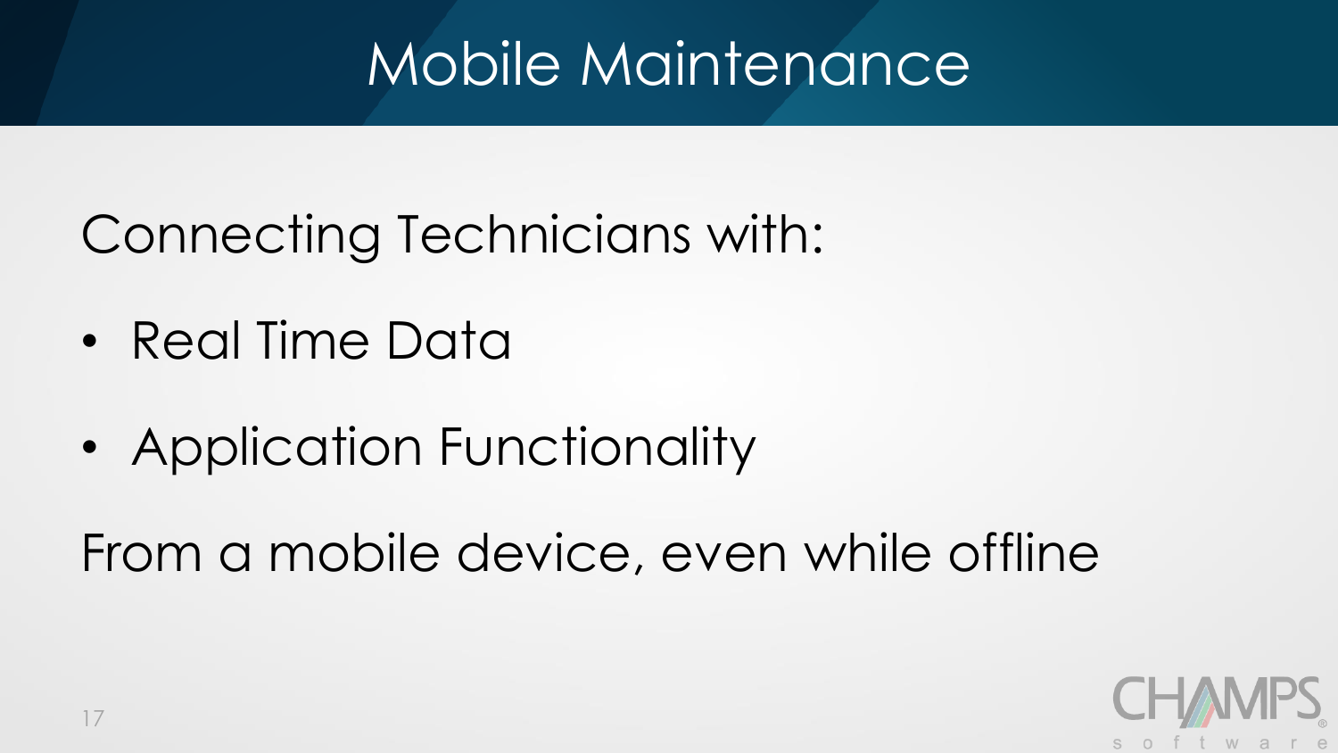# Mobile Maintenance

Connecting Technicians with:

- Real Time Data
- Application Functionality

From a mobile device, even while offline